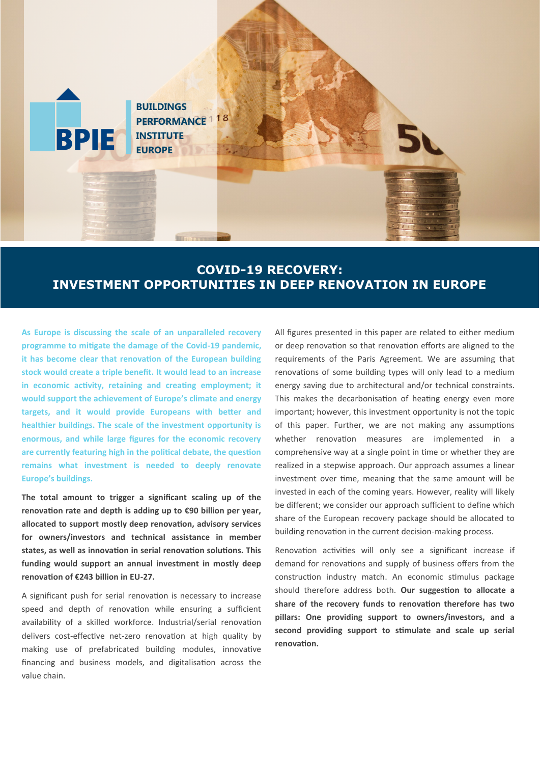BPIE BUILDINGS PERFORMANCE INSTITUTE EUROPE

# COVID-19 RECOVERY: INVESTMENT OPPORTUNITIES IN DEEP RENOVATION IN EUROPE

**As Europe is discussing the scale of an unparalleled recovery programme to mitigate the damage of the Covid-19 pandemic, it has become clear that renovation of the European building stock would create a triple benefit. It would lead to an increase in economic activity, retaining and creating employment; it would support the achievement of Europe's climate and energy targets, and it would provide Europeans with better and healthier buildings. The scale of the investment opportunity is enormous, and while large figures for the economic recovery are currently featuring high in the political debate, the question remains what investment is needed to deeply renovate Europe's buildings.**

**The total amount to trigger a significant scaling up of the renovation rate and depth is adding up to €90 billion per year, allocated to support mostly deep renovation, advisory services for owners/investors and technical assistance in member states, as well as innovation in serial renovation solutions. This funding would support an annual investment in mostly deep renovation of €243 billion in EU-27.**

A significant push for serial renovation is necessary to increase speed and depth of renovation while ensuring a sufficient availability of a skilled workforce. Industrial/serial renovation delivers cost-effective net-zero renovation at high quality by making use of prefabricated building modules, innovative financing and business models, and digitalisation across the value chain.

All figures presented in this paper are related to either medium or deep renovation so that renovation efforts are aligned to the requirements of the Paris Agreement. We are assuming that renovations of some building types will only lead to a medium energy saving due to architectural and/or technical constraints. This makes the decarbonisation of heating energy even more important; however, this investment opportunity is not the topic of this paper. Further, we are not making any assumptions whether renovation measures are implemented in a comprehensive way at a single point in time or whether they are realized in a stepwise approach. Our approach assumes a linear investment over time, meaning that the same amount will be invested in each of the coming years. However, reality will likely be different; we consider our approach sufficient to define which share of the European recovery package should be allocated to building renovation in the current decision-making process.

Renovation activities will only see a significant increase if demand for renovations and supply of business offers from the construction industry match. An economic stimulus package should therefore address both. **Our suggestion to allocate a share of the recovery funds to renovation therefore has two pillars: One providing support to owners/investors, and a second providing support to stimulate and scale up serial renovation.**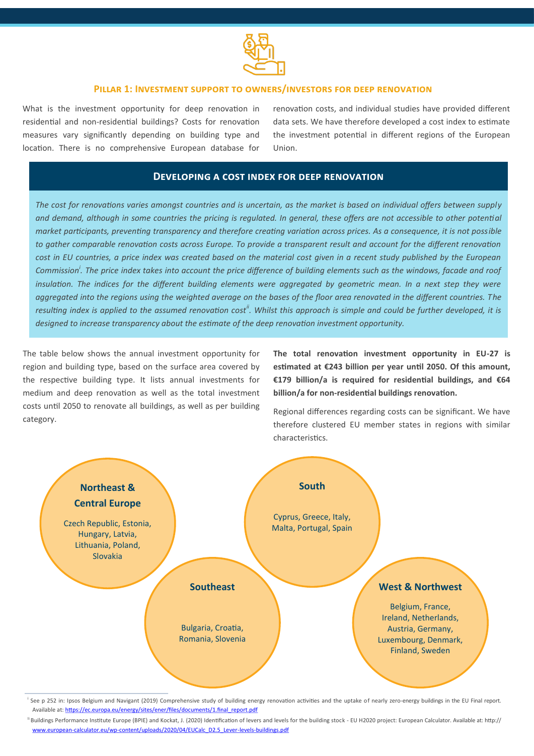## Pillar 1: Investment support to owners/investors for deep renovation

What is the investment opportunity for deep renovation in residential and non-residential buildings? Costs for renovation measures vary significantly depending on building type and location. There is no comprehensive European database for renovation costs, and individual studies have provided different data sets. We have therefore developed a cost index to estimate the investment potential in different regions of the European Union.

### Developing a cost index for deep renovation

*The cost for renovations varies amongst countries and is uncertain, as the market is based on individual offers between supply and demand, although in some countries the pricing is regulated. In general, these offers are not accessible to other potential market participants, preventing transparency and therefore creating variation across prices. As a consequence, it is not possible to gather comparable renovation costs across Europe. To provide a transparent result and account for the different renovation cost in EU countries, a price index was created based on the material cost given in a recent study published by the European Commission[i]. The price index takes into account the price difference of building elements such as the windows, facade and roof insulation. The indices for the different building elements were aggregated by geometric mean. In a next step they were aggregated into the regions using the weighted average on the bases of the floor area renovated in the different countries. The resulting index is applied to the assumed renovation cost[ii]. Whilst this approach is simple and could be further developed, it is designed to increase transparency about the estimate of the deep renovation investment opportunity.*

The table below shows the annual investment opportunity for region and building type, based on the surface area covered by the respective building type. It lists annual investments for medium and deep renovation as well as the total investment costs until 2050 to renovate all buildings, as well as per building category.

**The total renovation investment opportunity in EU-27 is estimated at €243 billion per year until 2050. Of this amount, €179 billion/a is required for residential buildings, and €64 billion/a for non-residential buildings renovation.**

Regional differences regarding costs can be significant. We have therefore clustered EU member states in regions with similar characteristics.

**Northeast & Central Europe**
Czech Republic, Estonia, Hungary, Latvia, Lithuania, Poland, Slovakia

**South**
Cyprus, Greece, Italy, Malta, Portugal, Spain

**Southeast**
Bulgaria, Croatia, Romania, Slovenia

**West & Northwest**
Belgium, France, Ireland, Netherlands, Austria, Germany, Luxembourg, Denmark, Finland, Sweden

---

[i] See p 252 in: Ipsos Belgium and Navigant (2019) Comprehensive study of building energy renovation activities and the uptake of nearly zero-energy buildings in the EU Final report. Available at: https://ec.europa.eu/energy/sites/ener/files/documents/1.final_report.pdf

[ii] Buildings Performance Institute Europe (BPIE) and Kockat, J. (2020) Identification of levers and levels for the building stock - EU H2020 project: European Calculator. Available at: http://www.european-calculator.eu/wp-content/uploads/2020/04/EUCalc_D2.5_Lever-levels-buildings.pdf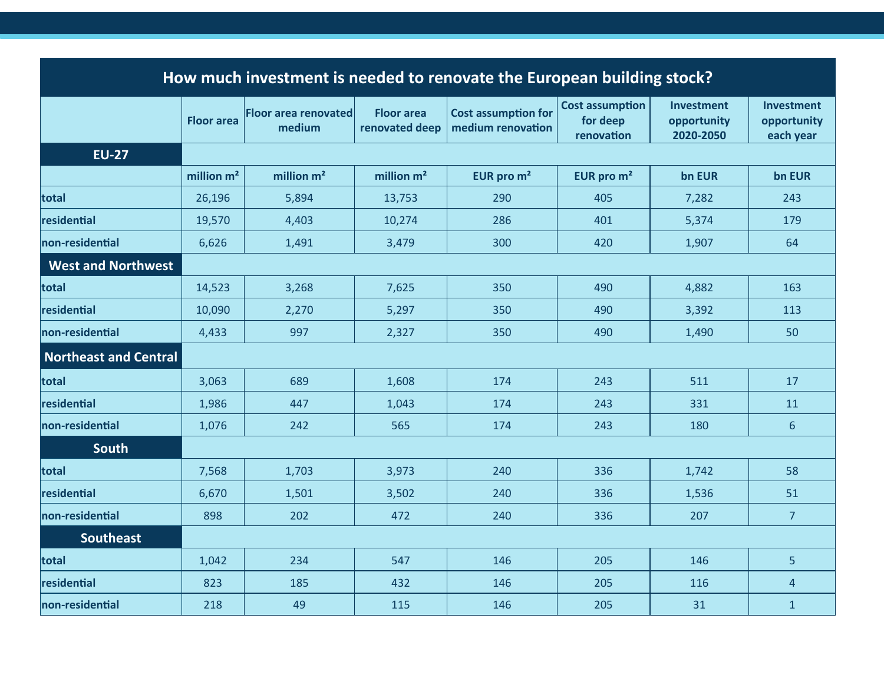## How much investment is needed to renovate the European building stock?

| | Floor area | Floor area renovated medium | Floor area renovated deep | Cost assumption for medium renovation | Cost assumption for deep renovation | Investment opportunity 2020-2050 | Investment opportunity each year |
|---|---|---|---|---|---|---|---|
| **EU-27** | | | | | | | |
| | million m² | million m² | million m² | EUR pro m² | EUR pro m² | bn EUR | bn EUR |
| total | 26,196 | 5,894 | 13,753 | 290 | 405 | 7,282 | 243 |
| residential | 19,570 | 4,403 | 10,274 | 286 | 401 | 5,374 | 179 |
| non-residential | 6,626 | 1,491 | 3,479 | 300 | 420 | 1,907 | 64 |
| **West and Northwest** | | | | | | | |
| total | 14,523 | 3,268 | 7,625 | 350 | 490 | 4,882 | 163 |
| residential | 10,090 | 2,270 | 5,297 | 350 | 490 | 3,392 | 113 |
| non-residential | 4,433 | 997 | 2,327 | 350 | 490 | 1,490 | 50 |
| **Northeast and Central** | | | | | | | |
| total | 3,063 | 689 | 1,608 | 174 | 243 | 511 | 17 |
| residential | 1,986 | 447 | 1,043 | 174 | 243 | 331 | 11 |
| non-residential | 1,076 | 242 | 565 | 174 | 243 | 180 | 6 |
| **South** | | | | | | | |
| total | 7,568 | 1,703 | 3,973 | 240 | 336 | 1,742 | 58 |
| residential | 6,670 | 1,501 | 3,502 | 240 | 336 | 1,536 | 51 |
| non-residential | 898 | 202 | 472 | 240 | 336 | 207 | 7 |
| **Southeast** | | | | | | | |
| total | 1,042 | 234 | 547 | 146 | 205 | 146 | 5 |
| residential | 823 | 185 | 432 | 146 | 205 | 116 | 4 |
| non-residential | 218 | 49 | 115 | 146 | 205 | 31 | 1 |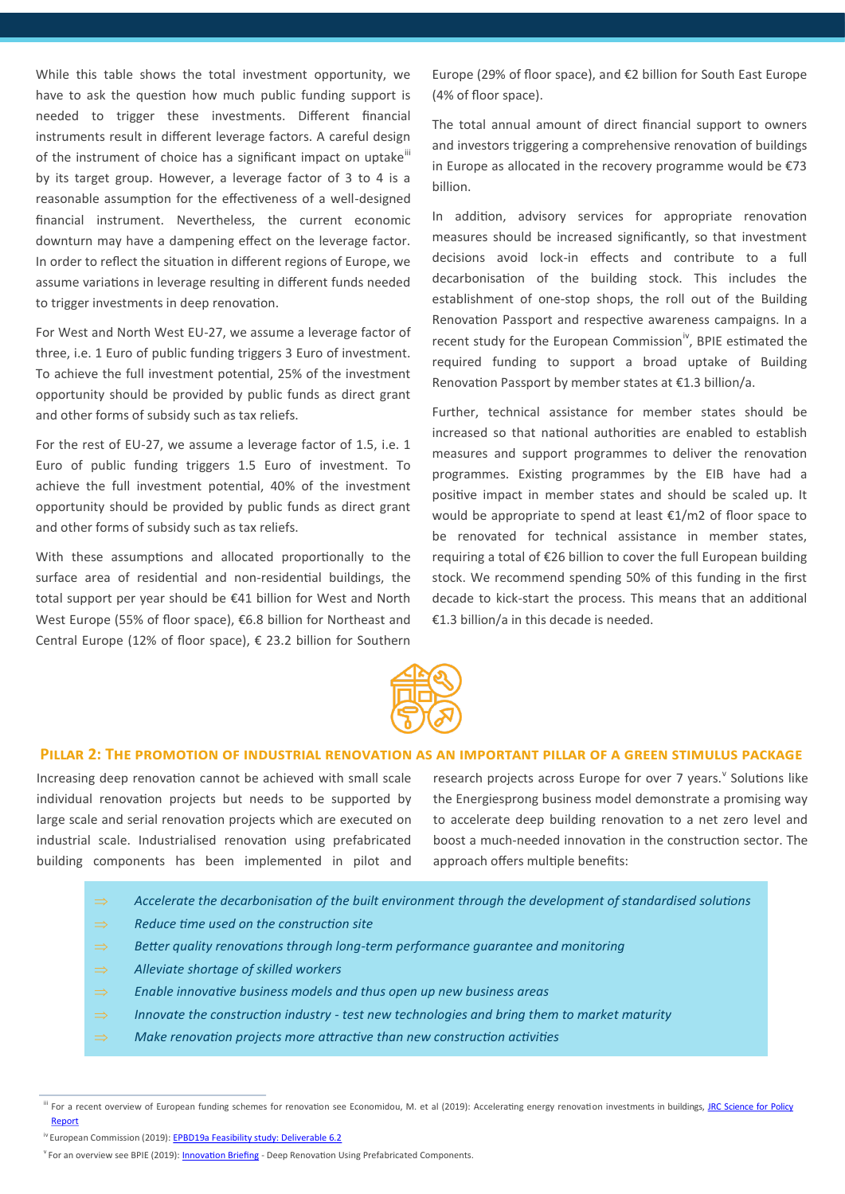While this table shows the total investment opportunity, we have to ask the question how much public funding support is needed to trigger these investments. Different financial instruments result in different leverage factors. A careful design of the instrument of choice has a significant impact on uptake[iii] by its target group. However, a leverage factor of 3 to 4 is a reasonable assumption for the effectiveness of a well-designed financial instrument. Nevertheless, the current economic downturn may have a dampening effect on the leverage factor. In order to reflect the situation in different regions of Europe, we assume variations in leverage resulting in different funds needed to trigger investments in deep renovation.

For West and North West EU-27, we assume a leverage factor of three, i.e. 1 Euro of public funding triggers 3 Euro of investment. To achieve the full investment potential, 25% of the investment opportunity should be provided by public funds as direct grant and other forms of subsidy such as tax reliefs.

For the rest of EU-27, we assume a leverage factor of 1.5, i.e. 1 Euro of public funding triggers 1.5 Euro of investment. To achieve the full investment potential, 40% of the investment opportunity should be provided by public funds as direct grant and other forms of subsidy such as tax reliefs.

With these assumptions and allocated proportionally to the surface area of residential and non-residential buildings, the total support per year should be €41 billion for West and North West Europe (55% of floor space), €6.8 billion for Northeast and Central Europe (12% of floor space), € 23.2 billion for Southern Europe (29% of floor space), and €2 billion for South East Europe (4% of floor space).

The total annual amount of direct financial support to owners and investors triggering a comprehensive renovation of buildings in Europe as allocated in the recovery programme would be €73 billion.

In addition, advisory services for appropriate renovation measures should be increased significantly, so that investment decisions avoid lock-in effects and contribute to a full decarbonisation of the building stock. This includes the establishment of one-stop shops, the roll out of the Building Renovation Passport and respective awareness campaigns. In a recent study for the European Commission[iv], BPIE estimated the required funding to support a broad uptake of Building Renovation Passport by member states at €1.3 billion/a.

Further, technical assistance for member states should be increased so that national authorities are enabled to establish measures and support programmes to deliver the renovation programmes. Existing programmes by the EIB have had a positive impact in member states and should be scaled up. It would be appropriate to spend at least €1/m2 of floor space to be renovated for technical assistance in member states, requiring a total of €26 billion to cover the full European building stock. We recommend spending 50% of this funding in the first decade to kick-start the process. This means that an additional €1.3 billion/a in this decade is needed.

## Pillar 2: The promotion of industrial renovation as an important pillar of a green stimulus package

Increasing deep renovation cannot be achieved with small scale individual renovation projects but needs to be supported by large scale and serial renovation projects which are executed on industrial scale. Industrialised renovation using prefabricated building components has been implemented in pilot and research projects across Europe for over 7 years.[v] Solutions like the Energiesprong business model demonstrate a promising way to accelerate deep building renovation to a net zero level and boost a much-needed innovation in the construction sector. The approach offers multiple benefits:

- ⇒ *Accelerate the decarbonisation of the built environment through the development of standardised solutions*
- ⇒ *Reduce time used on the construction site*
- ⇒ *Better quality renovations through long-term performance guarantee and monitoring*
- ⇒ *Alleviate shortage of skilled workers*
- ⇒ *Enable innovative business models and thus open up new business areas*
- ⇒ *Innovate the construction industry - test new technologies and bring them to market maturity*
- ⇒ *Make renovation projects more attractive than new construction activities*

---

[iii] For a recent overview of European funding schemes for renovation see Economidou, M. et al (2019): Accelerating energy renovation investments in buildings, JRC Science for Policy Report

[iv] European Commission (2019): EPBD19a Feasibility study: Deliverable 6.2

[v] For an overview see BPIE (2019): Innovation Briefing - Deep Renovation Using Prefabricated Components.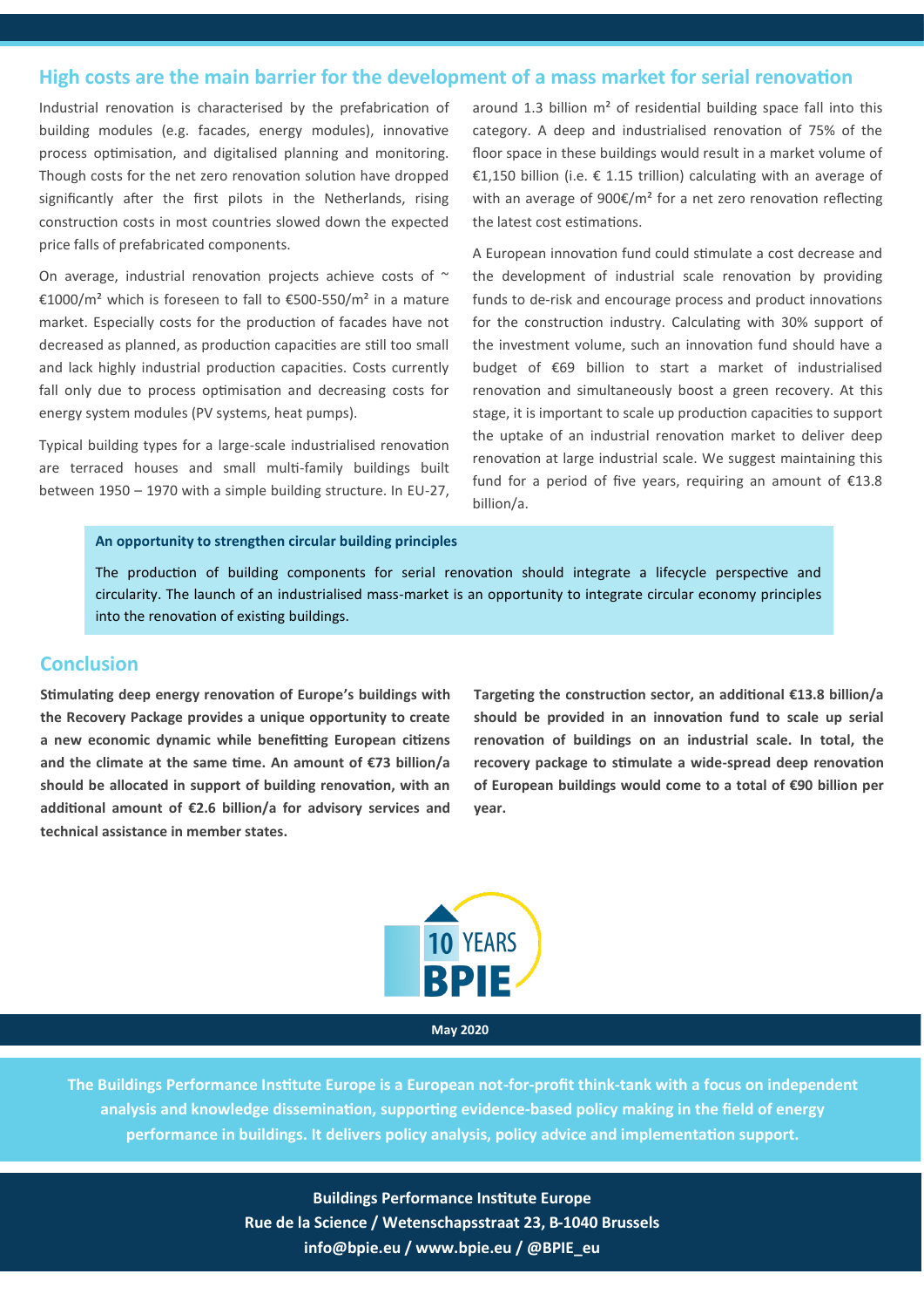## High costs are the main barrier for the development of a mass market for serial renovation

Industrial renovation is characterised by the prefabrication of building modules (e.g. facades, energy modules), innovative process optimisation, and digitalised planning and monitoring. Though costs for the net zero renovation solution have dropped significantly after the first pilots in the Netherlands, rising construction costs in most countries slowed down the expected price falls of prefabricated components.

On average, industrial renovation projects achieve costs of ~ €1000/m² which is foreseen to fall to €500-550/m² in a mature market. Especially costs for the production of facades have not decreased as planned, as production capacities are still too small and lack highly industrial production capacities. Costs currently fall only due to process optimisation and decreasing costs for energy system modules (PV systems, heat pumps).

Typical building types for a large-scale industrialised renovation are terraced houses and small multi-family buildings built between 1950 – 1970 with a simple building structure. In EU-27, around 1.3 billion m² of residential building space fall into this category. A deep and industrialised renovation of 75% of the floor space in these buildings would result in a market volume of €1,150 billion (i.e. € 1.15 trillion) calculating with an average of with an average of 900€/m² for a net zero renovation reflecting the latest cost estimations.

A European innovation fund could stimulate a cost decrease and the development of industrial scale renovation by providing funds to de-risk and encourage process and product innovations for the construction industry. Calculating with 30% support of the investment volume, such an innovation fund should have a budget of €69 billion to start a market of industrialised renovation and simultaneously boost a green recovery. At this stage, it is important to scale up production capacities to support the uptake of an industrial renovation market to deliver deep renovation at large industrial scale. We suggest maintaining this fund for a period of five years, requiring an amount of €13.8 billion/a.

**An opportunity to strengthen circular building principles**

The production of building components for serial renovation should integrate a lifecycle perspective and circularity. The launch of an industrialised mass-market is an opportunity to integrate circular economy principles into the renovation of existing buildings.

## Conclusion

**Stimulating deep energy renovation of Europe's buildings with the Recovery Package provides a unique opportunity to create a new economic dynamic while benefitting European citizens and the climate at the same time. An amount of €73 billion/a should be allocated in support of building renovation, with an additional amount of €2.6 billion/a for advisory services and technical assistance in member states.**

**Targeting the construction sector, an additional €13.8 billion/a should be provided in an innovation fund to scale up serial renovation of buildings on an industrial scale. In total, the recovery package to stimulate a wide-spread deep renovation of European buildings would come to a total of €90 billion per year.**

10 YEARS BPIE

May 2020

**The Buildings Performance Institute Europe is a European not-for-profit think-tank with a focus on independent analysis and knowledge dissemination, supporting evidence-based policy making in the field of energy performance in buildings. It delivers policy analysis, policy advice and implementation support.**

**Buildings Performance Institute Europe**
**Rue de la Science / Wetenschapsstraat 23, B-1040 Brussels**
**info@bpie.eu / www.bpie.eu / @BPIE_eu**